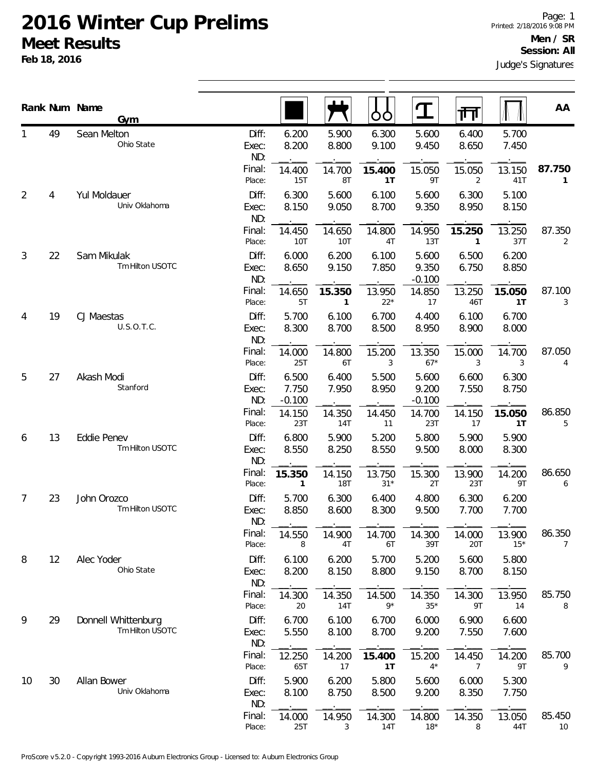# 2016 Winter Cup Prelims

## Meet Results

**Feb 18, 2016**

Page: 1
Printed: 2/18/2016 9:08 PM

**Men / SR**
**Session: All**

Judge's Signatures

| Rank | Num | Name / Gym | | Floor | Pommel Horse | Rings | Vault | Parallel Bars | High Bar | AA |
|---|---|---|---|---|---|---|---|---|---|---|
| 1 | 49 | Sean Melton<br>Ohio State | Diff: | 6.200 | 5.900 | 6.300 | 5.600 | 6.400 | 5.700 | |
| | | | Exec: | 8.200 | 8.800 | 9.100 | 9.450 | 8.650 | 7.450 | |
| | | | ND: | | | | | | | |
| | | | Final: | 14.400 | 14.700 | **15.400** | 15.050 | 15.050 | 13.150 | **87.750** |
| | | | Place: | 15T | 8T | **1T** | 9T | 2 | 41T | **1** |
| 2 | 4 | Yul Moldauer<br>Univ Oklahoma | Diff: | 6.300 | 5.600 | 6.100 | 5.600 | 6.300 | 5.100 | |
| | | | Exec: | 8.150 | 9.050 | 8.700 | 9.350 | 8.950 | 8.150 | |
| | | | ND: | | | | | | | |
| | | | Final: | 14.450 | 14.650 | 14.800 | 14.950 | **15.250** | 13.250 | 87.350 |
| | | | Place: | 10T | 10T | 4T | 13T | **1** | 37T | 2 |
| 3 | 22 | Sam Mikulak<br>Tm Hilton USOTC | Diff: | 6.000 | 6.200 | 6.100 | 5.600 | 6.500 | 6.200 | |
| | | | Exec: | 8.650 | 9.150 | 7.850 | 9.350 | 6.750 | 8.850 | |
| | | | ND: | | | | -0.100 | | | |
| | | | Final: | 14.650 | **15.350** | 13.950 | 14.850 | 13.250 | **15.050** | 87.100 |
| | | | Place: | 5T | **1** | 22* | 17 | 46T | **1T** | 3 |
| 4 | 19 | CJ Maestas<br>U.S.O.T.C. | Diff: | 5.700 | 6.100 | 6.700 | 4.400 | 6.100 | 6.700 | |
| | | | Exec: | 8.300 | 8.700 | 8.500 | 8.950 | 8.900 | 8.000 | |
| | | | ND: | | | | | | | |
| | | | Final: | 14.000 | 14.800 | 15.200 | 13.350 | 15.000 | 14.700 | 87.050 |
| | | | Place: | 25T | 6T | 3 | 67* | 3 | 3 | 4 |
| 5 | 27 | Akash Modi<br>Stanford | Diff: | 6.500 | 6.400 | 5.500 | 5.600 | 6.600 | 6.300 | |
| | | | Exec: | 7.750 | 7.950 | 8.950 | 9.200 | 7.550 | 8.750 | |
| | | | ND: | -0.100 | | | -0.100 | | | |
| | | | Final: | 14.150 | 14.350 | 14.450 | 14.700 | 14.150 | **15.050** | 86.850 |
| | | | Place: | 23T | 14T | 11 | 23T | 17 | **1T** | 5 |
| 6 | 13 | Eddie Penev<br>Tm Hilton USOTC | Diff: | 6.800 | 5.900 | 5.200 | 5.800 | 5.900 | 5.900 | |
| | | | Exec: | 8.550 | 8.250 | 8.550 | 9.500 | 8.000 | 8.300 | |
| | | | ND: | | | | | | | |
| | | | Final: | **15.350** | 14.150 | 13.750 | 15.300 | 13.900 | 14.200 | 86.650 |
| | | | Place: | **1** | 18T | 31* | 2T | 23T | 9T | 6 |
| 7 | 23 | John Orozco<br>Tm Hilton USOTC | Diff: | 5.700 | 6.300 | 6.400 | 4.800 | 6.300 | 6.200 | |
| | | | Exec: | 8.850 | 8.600 | 8.300 | 9.500 | 7.700 | 7.700 | |
| | | | ND: | | | | | | | |
| | | | Final: | 14.550 | 14.900 | 14.700 | 14.300 | 14.000 | 13.900 | 86.350 |
| | | | Place: | 8 | 4T | 6T | 39T | 20T | 15* | 7 |
| 8 | 12 | Alec Yoder<br>Ohio State | Diff: | 6.100 | 6.200 | 5.700 | 5.200 | 5.600 | 5.800 | |
| | | | Exec: | 8.200 | 8.150 | 8.800 | 9.150 | 8.700 | 8.150 | |
| | | | ND: | | | | | | | |
| | | | Final: | 14.300 | 14.350 | 14.500 | 14.350 | 14.300 | 13.950 | 85.750 |
| | | | Place: | 20 | 14T | 9* | 35* | 9T | 14 | 8 |
| 9 | 29 | Donnell Whittenburg<br>Tm Hilton USOTC | Diff: | 6.700 | 6.100 | 6.700 | 6.000 | 6.900 | 6.600 | |
| | | | Exec: | 5.550 | 8.100 | 8.700 | 9.200 | 7.550 | 7.600 | |
| | | | ND: | | | | | | | |
| | | | Final: | 12.250 | 14.200 | **15.400** | 15.200 | 14.450 | 14.200 | 85.700 |
| | | | Place: | 65T | 17 | **1T** | 4* | 7 | 9T | 9 |
| 10 | 30 | Allan Bower<br>Univ Oklahoma | Diff: | 5.900 | 6.200 | 5.800 | 5.600 | 6.000 | 5.300 | |
| | | | Exec: | 8.100 | 8.750 | 8.500 | 9.200 | 8.350 | 7.750 | |
| | | | ND: | | | | | | | |
| | | | Final: | 14.000 | 14.950 | 14.300 | 14.800 | 14.350 | 13.050 | 85.450 |
| | | | Place: | 25T | 3 | 14T | 18* | 8 | 44T | 10 |

ProScore v5.2.0 - Copyright 1993-2016 Auburn Electronics Group - Licensed to: Auburn Electronics Group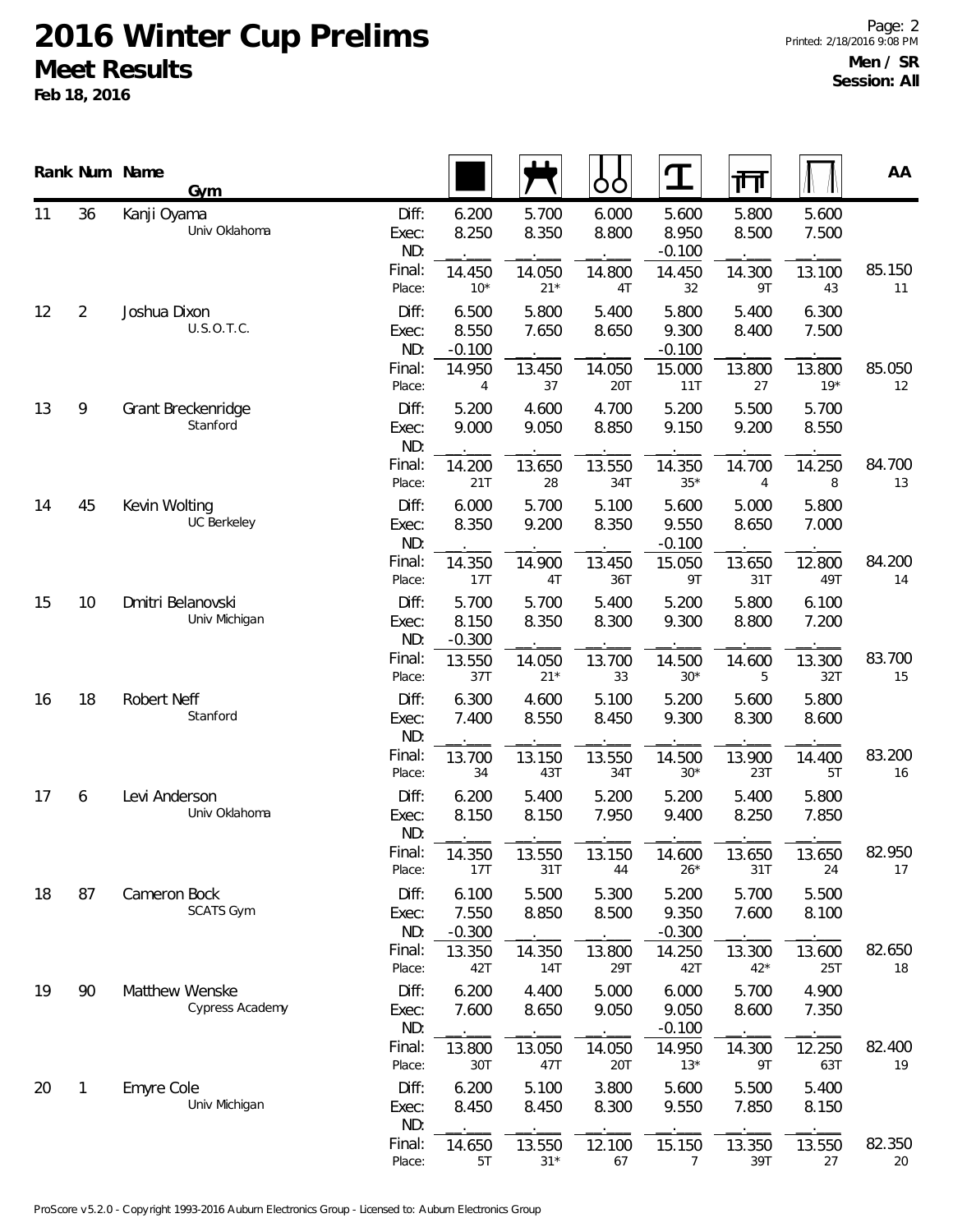# 2016 Winter Cup Prelims

## Meet Results

**Feb 18, 2016**

**Men / SR**
**Session: All**

| Rank | Num | Name / Gym | | Floor | Pommel Horse | Rings | Vault | Parallel Bars | High Bar | AA |
|---|---|---|---|---|---|---|---|---|---|---|
| 11 | 36 | Kanji Oyama | Diff: | 6.200 | 5.700 | 6.000 | 5.600 | 5.800 | 5.600 | |
| | | Univ Oklahoma | Exec: | 8.250 | 8.350 | 8.800 | 8.950 | 8.500 | 7.500 | |
| | | | ND: | | | | -0.100 | | | |
| | | | Final: | 14.450 | 14.050 | 14.800 | 14.450 | 14.300 | 13.100 | 85.150 |
| | | | Place: | 10* | 21* | 4T | 32 | 9T | 43 | 11 |
| 12 | 2 | Joshua Dixon | Diff: | 6.500 | 5.800 | 5.400 | 5.800 | 5.400 | 6.300 | |
| | | U.S.O.T.C. | Exec: | 8.550 | 7.650 | 8.650 | 9.300 | 8.400 | 7.500 | |
| | | | ND: | -0.100 | | | -0.100 | | | |
| | | | Final: | 14.950 | 13.450 | 14.050 | 15.000 | 13.800 | 13.800 | 85.050 |
| | | | Place: | 4 | 37 | 20T | 11T | 27 | 19* | 12 |
| 13 | 9 | Grant Breckenridge | Diff: | 5.200 | 4.600 | 4.700 | 5.200 | 5.500 | 5.700 | |
| | | Stanford | Exec: | 9.000 | 9.050 | 8.850 | 9.150 | 9.200 | 8.550 | |
| | | | ND: | | | | | | | |
| | | | Final: | 14.200 | 13.650 | 13.550 | 14.350 | 14.700 | 14.250 | 84.700 |
| | | | Place: | 21T | 28 | 34T | 35* | 4 | 8 | 13 |
| 14 | 45 | Kevin Wolting | Diff: | 6.000 | 5.700 | 5.100 | 5.600 | 5.000 | 5.800 | |
| | | UC Berkeley | Exec: | 8.350 | 9.200 | 8.350 | 9.550 | 8.650 | 7.000 | |
| | | | ND: | | | | -0.100 | | | |
| | | | Final: | 14.350 | 14.900 | 13.450 | 15.050 | 13.650 | 12.800 | 84.200 |
| | | | Place: | 17T | 4T | 36T | 9T | 31T | 49T | 14 |
| 15 | 10 | Dmitri Belanovski | Diff: | 5.700 | 5.700 | 5.400 | 5.200 | 5.800 | 6.100 | |
| | | Univ Michigan | Exec: | 8.150 | 8.350 | 8.300 | 9.300 | 8.800 | 7.200 | |
| | | | ND: | -0.300 | | | | | | |
| | | | Final: | 13.550 | 14.050 | 13.700 | 14.500 | 14.600 | 13.300 | 83.700 |
| | | | Place: | 37T | 21* | 33 | 30* | 5 | 32T | 15 |
| 16 | 18 | Robert Neff | Diff: | 6.300 | 4.600 | 5.100 | 5.200 | 5.600 | 5.800 | |
| | | Stanford | Exec: | 7.400 | 8.550 | 8.450 | 9.300 | 8.300 | 8.600 | |
| | | | ND: | | | | | | | |
| | | | Final: | 13.700 | 13.150 | 13.550 | 14.500 | 13.900 | 14.400 | 83.200 |
| | | | Place: | 34 | 43T | 34T | 30* | 23T | 5T | 16 |
| 17 | 6 | Levi Anderson | Diff: | 6.200 | 5.400 | 5.200 | 5.200 | 5.400 | 5.800 | |
| | | Univ Oklahoma | Exec: | 8.150 | 8.150 | 7.950 | 9.400 | 8.250 | 7.850 | |
| | | | ND: | | | | | | | |
| | | | Final: | 14.350 | 13.550 | 13.150 | 14.600 | 13.650 | 13.650 | 82.950 |
| | | | Place: | 17T | 31T | 44 | 26* | 31T | 24 | 17 |
| 18 | 87 | Cameron Bock | Diff: | 6.100 | 5.500 | 5.300 | 5.200 | 5.700 | 5.500 | |
| | | SCATS Gym | Exec: | 7.550 | 8.850 | 8.500 | 9.350 | 7.600 | 8.100 | |
| | | | ND: | -0.300 | | | -0.300 | | | |
| | | | Final: | 13.350 | 14.350 | 13.800 | 14.250 | 13.300 | 13.600 | 82.650 |
| | | | Place: | 42T | 14T | 29T | 42T | 42* | 25T | 18 |
| 19 | 90 | Matthew Wenske | Diff: | 6.200 | 4.400 | 5.000 | 6.000 | 5.700 | 4.900 | |
| | | Cypress Academy | Exec: | 7.600 | 8.650 | 9.050 | 9.050 | 8.600 | 7.350 | |
| | | | ND: | | | | -0.100 | | | |
| | | | Final: | 13.800 | 13.050 | 14.050 | 14.950 | 14.300 | 12.250 | 82.400 |
| | | | Place: | 30T | 47T | 20T | 13* | 9T | 63T | 19 |
| 20 | 1 | Emyre Cole | Diff: | 6.200 | 5.100 | 3.800 | 5.600 | 5.500 | 5.400 | |
| | | Univ Michigan | Exec: | 8.450 | 8.450 | 8.300 | 9.550 | 7.850 | 8.150 | |
| | | | ND: | | | | | | | |
| | | | Final: | 14.650 | 13.550 | 12.100 | 15.150 | 13.350 | 13.550 | 82.350 |
| | | | Place: | 5T | 31* | 67 | 7 | 39T | 27 | 20 |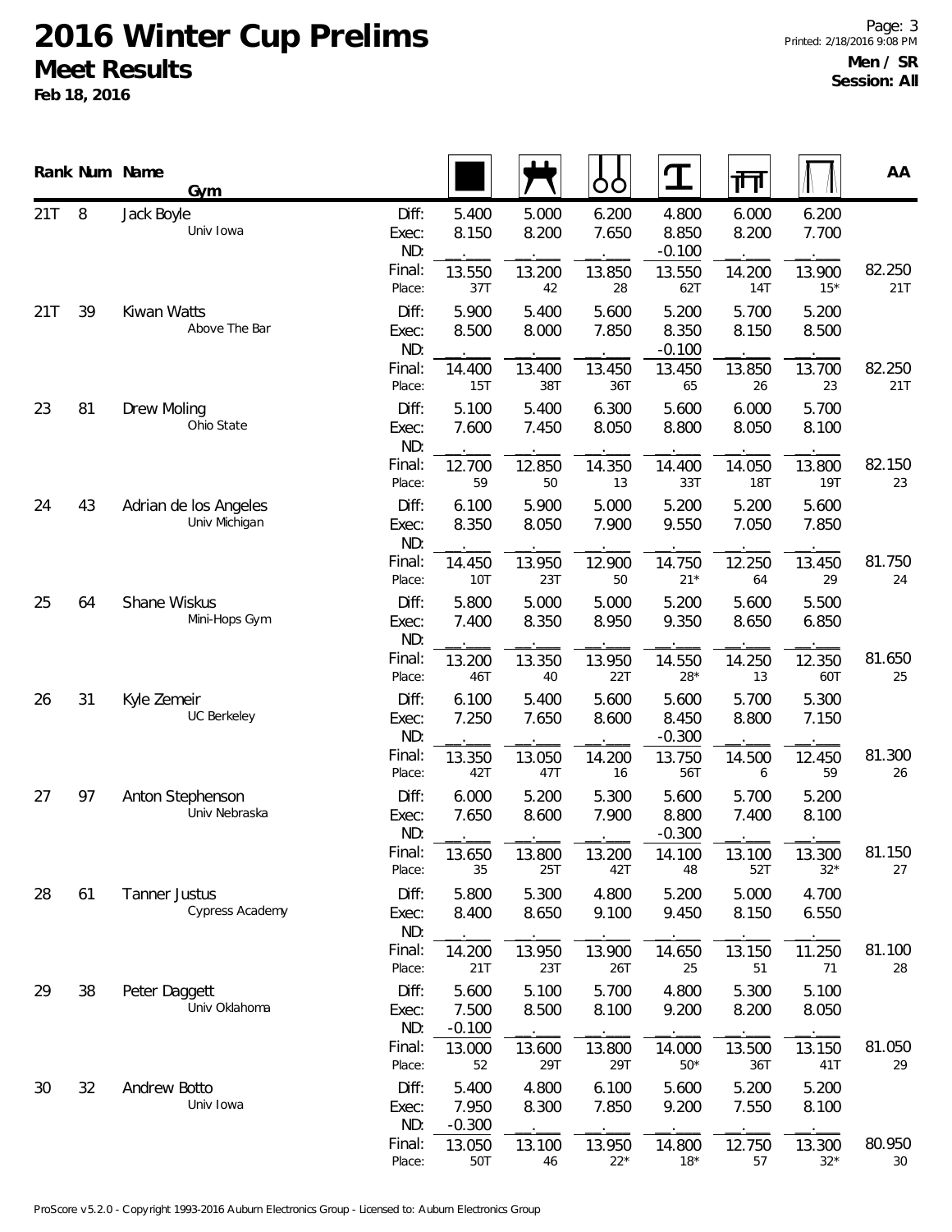# 2016 Winter Cup Prelims

## Meet Results

**Feb 18, 2016**

**Men / SR**
**Session: All**

| Rank | Num | Name / Gym | | Floor | Pommel Horse | Rings | Vault | Parallel Bars | High Bar | AA |
|---|---|---|---|---|---|---|---|---|---|---|
| 21T | 8 | Jack Boyle / Univ Iowa | Diff: | 5.400 | 5.000 | 6.200 | 4.800 | 6.000 | 6.200 | |
| | | | Exec: | 8.150 | 8.200 | 7.650 | 8.850 | 8.200 | 7.700 | |
| | | | ND: | | | | -0.100 | | | |
| | | | Final: | 13.550 | 13.200 | 13.850 | 13.550 | 14.200 | 13.900 | 82.250 |
| | | | Place: | 37T | 42 | 28 | 62T | 14T | 15* | 21T |
| 21T | 39 | Kiwan Watts / Above The Bar | Diff: | 5.900 | 5.400 | 5.600 | 5.200 | 5.700 | 5.200 | |
| | | | Exec: | 8.500 | 8.000 | 7.850 | 8.350 | 8.150 | 8.500 | |
| | | | ND: | | | | -0.100 | | | |
| | | | Final: | 14.400 | 13.400 | 13.450 | 13.450 | 13.850 | 13.700 | 82.250 |
| | | | Place: | 15T | 38T | 36T | 65 | 26 | 23 | 21T |
| 23 | 81 | Drew Moling / Ohio State | Diff: | 5.100 | 5.400 | 6.300 | 5.600 | 6.000 | 5.700 | |
| | | | Exec: | 7.600 | 7.450 | 8.050 | 8.800 | 8.050 | 8.100 | |
| | | | ND: | | | | | | | |
| | | | Final: | 12.700 | 12.850 | 14.350 | 14.400 | 14.050 | 13.800 | 82.150 |
| | | | Place: | 59 | 50 | 13 | 33T | 18T | 19T | 23 |
| 24 | 43 | Adrian de los Angeles / Univ Michigan | Diff: | 6.100 | 5.900 | 5.000 | 5.200 | 5.200 | 5.600 | |
| | | | Exec: | 8.350 | 8.050 | 7.900 | 9.550 | 7.050 | 7.850 | |
| | | | ND: | | | | | | | |
| | | | Final: | 14.450 | 13.950 | 12.900 | 14.750 | 12.250 | 13.450 | 81.750 |
| | | | Place: | 10T | 23T | 50 | 21* | 64 | 29 | 24 |
| 25 | 64 | Shane Wiskus / Mini-Hops Gym | Diff: | 5.800 | 5.000 | 5.000 | 5.200 | 5.600 | 5.500 | |
| | | | Exec: | 7.400 | 8.350 | 8.950 | 9.350 | 8.650 | 6.850 | |
| | | | ND: | | | | | | | |
| | | | Final: | 13.200 | 13.350 | 13.950 | 14.550 | 14.250 | 12.350 | 81.650 |
| | | | Place: | 46T | 40 | 22T | 28* | 13 | 60T | 25 |
| 26 | 31 | Kyle Zemeir / UC Berkeley | Diff: | 6.100 | 5.400 | 5.600 | 5.600 | 5.700 | 5.300 | |
| | | | Exec: | 7.250 | 7.650 | 8.600 | 8.450 | 8.800 | 7.150 | |
| | | | ND: | | | | -0.300 | | | |
| | | | Final: | 13.350 | 13.050 | 14.200 | 13.750 | 14.500 | 12.450 | 81.300 |
| | | | Place: | 42T | 47T | 16 | 56T | 6 | 59 | 26 |
| 27 | 97 | Anton Stephenson / Univ Nebraska | Diff: | 6.000 | 5.200 | 5.300 | 5.600 | 5.700 | 5.200 | |
| | | | Exec: | 7.650 | 8.600 | 7.900 | 8.800 | 7.400 | 8.100 | |
| | | | ND: | | | | -0.300 | | | |
| | | | Final: | 13.650 | 13.800 | 13.200 | 14.100 | 13.100 | 13.300 | 81.150 |
| | | | Place: | 35 | 25T | 42T | 48 | 52T | 32* | 27 |
| 28 | 61 | Tanner Justus / Cypress Academy | Diff: | 5.800 | 5.300 | 4.800 | 5.200 | 5.000 | 4.700 | |
| | | | Exec: | 8.400 | 8.650 | 9.100 | 9.450 | 8.150 | 6.550 | |
| | | | ND: | | | | | | | |
| | | | Final: | 14.200 | 13.950 | 13.900 | 14.650 | 13.150 | 11.250 | 81.100 |
| | | | Place: | 21T | 23T | 26T | 25 | 51 | 71 | 28 |
| 29 | 38 | Peter Daggett / Univ Oklahoma | Diff: | 5.600 | 5.100 | 5.700 | 4.800 | 5.300 | 5.100 | |
| | | | Exec: | 7.500 | 8.500 | 8.100 | 9.200 | 8.200 | 8.050 | |
| | | | ND: | -0.100 | | | | | | |
| | | | Final: | 13.000 | 13.600 | 13.800 | 14.000 | 13.500 | 13.150 | 81.050 |
| | | | Place: | 52 | 29T | 29T | 50* | 36T | 41T | 29 |
| 30 | 32 | Andrew Botto / Univ Iowa | Diff: | 5.400 | 4.800 | 6.100 | 5.600 | 5.200 | 5.200 | |
| | | | Exec: | 7.950 | 8.300 | 7.850 | 9.200 | 7.550 | 8.100 | |
| | | | ND: | -0.300 | | | | | | |
| | | | Final: | 13.050 | 13.100 | 13.950 | 14.800 | 12.750 | 13.300 | 80.950 |
| | | | Place: | 50T | 46 | 22* | 18* | 57 | 32* | 30 |

ProScore v5.2.0 - Copyright 1993-2016 Auburn Electronics Group - Licensed to: Auburn Electronics Group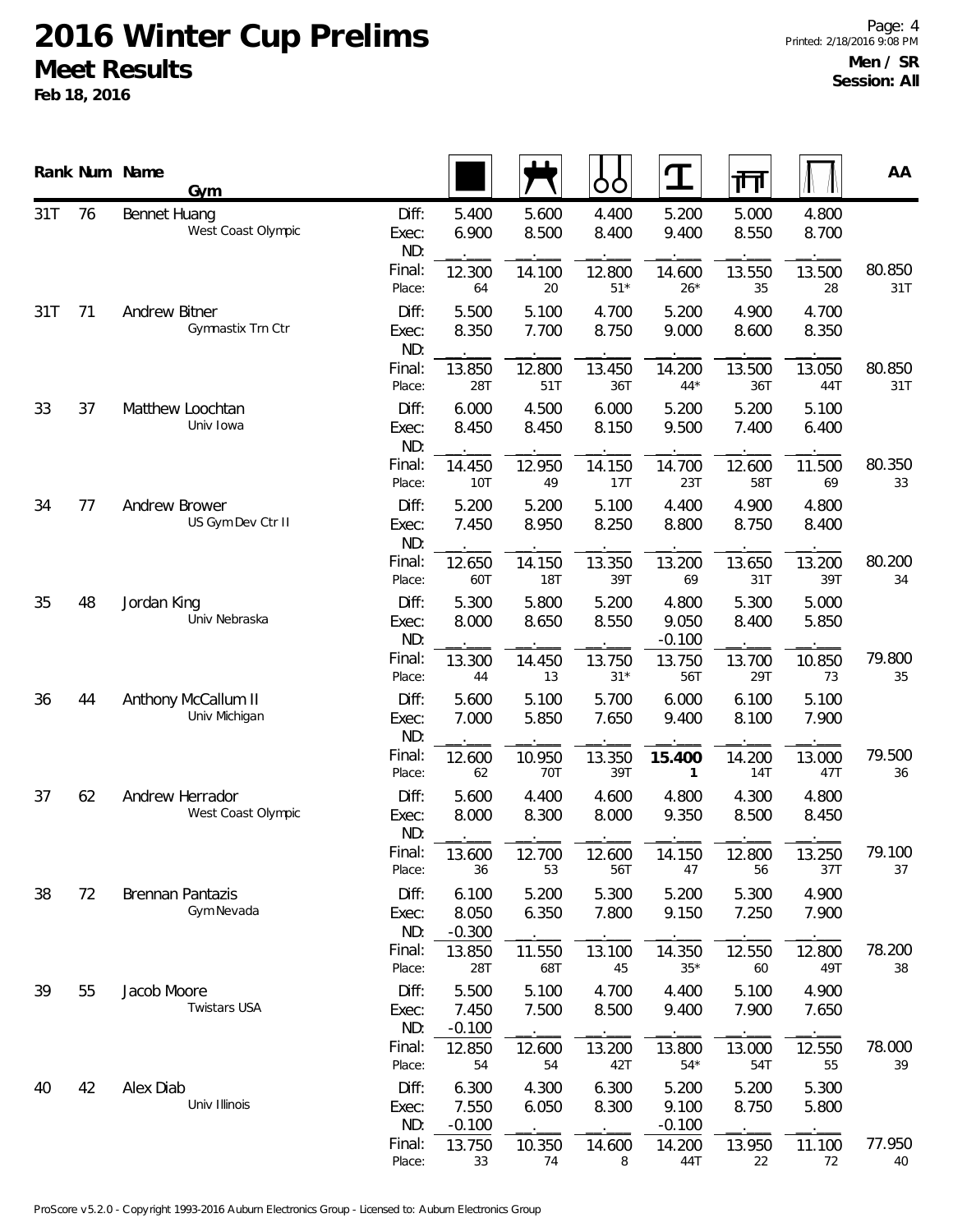# 2016 Winter Cup Prelims

## Meet Results

**Feb 18, 2016**

**Men / SR**
**Session: All**

| Rank | Num | Name / Gym | | Floor | Pommel Horse | Rings | Vault | Parallel Bars | High Bar | AA |
|---|---|---|---|---|---|---|---|---|---|---|
| 31T | 76 | Bennet Huang | Diff: | 5.400 | 5.600 | 4.400 | 5.200 | 5.000 | 4.800 | |
| | | West Coast Olympic | Exec: | 6.900 | 8.500 | 8.400 | 9.400 | 8.550 | 8.700 | |
| | | | ND: | | | | | | | |
| | | | Final: | 12.300 | 14.100 | 12.800 | 14.600 | 13.550 | 13.500 | 80.850 |
| | | | Place: | 64 | 20 | 51* | 26* | 35 | 28 | 31T |
| 31T | 71 | Andrew Bitner | Diff: | 5.500 | 5.100 | 4.700 | 5.200 | 4.900 | 4.700 | |
| | | Gymnastix Trn Ctr | Exec: | 8.350 | 7.700 | 8.750 | 9.000 | 8.600 | 8.350 | |
| | | | ND: | | | | | | | |
| | | | Final: | 13.850 | 12.800 | 13.450 | 14.200 | 13.500 | 13.050 | 80.850 |
| | | | Place: | 28T | 51T | 36T | 44* | 36T | 44T | 31T |
| 33 | 37 | Matthew Loochtan | Diff: | 6.000 | 4.500 | 6.000 | 5.200 | 5.200 | 5.100 | |
| | | Univ Iowa | Exec: | 8.450 | 8.450 | 8.150 | 9.500 | 7.400 | 6.400 | |
| | | | ND: | | | | | | | |
| | | | Final: | 14.450 | 12.950 | 14.150 | 14.700 | 12.600 | 11.500 | 80.350 |
| | | | Place: | 10T | 49 | 17T | 23T | 58T | 69 | 33 |
| 34 | 77 | Andrew Brower | Diff: | 5.200 | 5.200 | 5.100 | 4.400 | 4.900 | 4.800 | |
| | | US Gym Dev Ctr II | Exec: | 7.450 | 8.950 | 8.250 | 8.800 | 8.750 | 8.400 | |
| | | | ND: | | | | | | | |
| | | | Final: | 12.650 | 14.150 | 13.350 | 13.200 | 13.650 | 13.200 | 80.200 |
| | | | Place: | 60T | 18T | 39T | 69 | 31T | 39T | 34 |
| 35 | 48 | Jordan King | Diff: | 5.300 | 5.800 | 5.200 | 4.800 | 5.300 | 5.000 | |
| | | Univ Nebraska | Exec: | 8.000 | 8.650 | 8.550 | 9.050 | 8.400 | 5.850 | |
| | | | ND: | | | | -0.100 | | | |
| | | | Final: | 13.300 | 14.450 | 13.750 | 13.750 | 13.700 | 10.850 | 79.800 |
| | | | Place: | 44 | 13 | 31* | 56T | 29T | 73 | 35 |
| 36 | 44 | Anthony McCallum II | Diff: | 5.600 | 5.100 | 5.700 | 6.000 | 6.100 | 5.100 | |
| | | Univ Michigan | Exec: | 7.000 | 5.850 | 7.650 | 9.400 | 8.100 | 7.900 | |
| | | | ND: | | | | | | | |
| | | | Final: | 12.600 | 10.950 | 13.350 | **15.400** | 14.200 | 13.000 | 79.500 |
| | | | Place: | 62 | 70T | 39T | **1** | 14T | 47T | 36 |
| 37 | 62 | Andrew Herrador | Diff: | 5.600 | 4.400 | 4.600 | 4.800 | 4.300 | 4.800 | |
| | | West Coast Olympic | Exec: | 8.000 | 8.300 | 8.000 | 9.350 | 8.500 | 8.450 | |
| | | | ND: | | | | | | | |
| | | | Final: | 13.600 | 12.700 | 12.600 | 14.150 | 12.800 | 13.250 | 79.100 |
| | | | Place: | 36 | 53 | 56T | 47 | 56 | 37T | 37 |
| 38 | 72 | Brennan Pantazis | Diff: | 6.100 | 5.200 | 5.300 | 5.200 | 5.300 | 4.900 | |
| | | Gym Nevada | Exec: | 8.050 | 6.350 | 7.800 | 9.150 | 7.250 | 7.900 | |
| | | | ND: | -0.300 | | | | | | |
| | | | Final: | 13.850 | 11.550 | 13.100 | 14.350 | 12.550 | 12.800 | 78.200 |
| | | | Place: | 28T | 68T | 45 | 35* | 60 | 49T | 38 |
| 39 | 55 | Jacob Moore | Diff: | 5.500 | 5.100 | 4.700 | 4.400 | 5.100 | 4.900 | |
| | | Twistars USA | Exec: | 7.450 | 7.500 | 8.500 | 9.400 | 7.900 | 7.650 | |
| | | | ND: | -0.100 | | | | | | |
| | | | Final: | 12.850 | 12.600 | 13.200 | 13.800 | 13.000 | 12.550 | 78.000 |
| | | | Place: | 54 | 54 | 42T | 54* | 54T | 55 | 39 |
| 40 | 42 | Alex Diab | Diff: | 6.300 | 4.300 | 6.300 | 5.200 | 5.200 | 5.300 | |
| | | Univ Illinois | Exec: | 7.550 | 6.050 | 8.300 | 9.100 | 8.750 | 5.800 | |
| | | | ND: | -0.100 | | | -0.100 | | | |
| | | | Final: | 13.750 | 10.350 | 14.600 | 14.200 | 13.950 | 11.100 | 77.950 |
| | | | Place: | 33 | 74 | 8 | 44T | 22 | 72 | 40 |

ProScore v5.2.0 - Copyright 1993-2016 Auburn Electronics Group - Licensed to: Auburn Electronics Group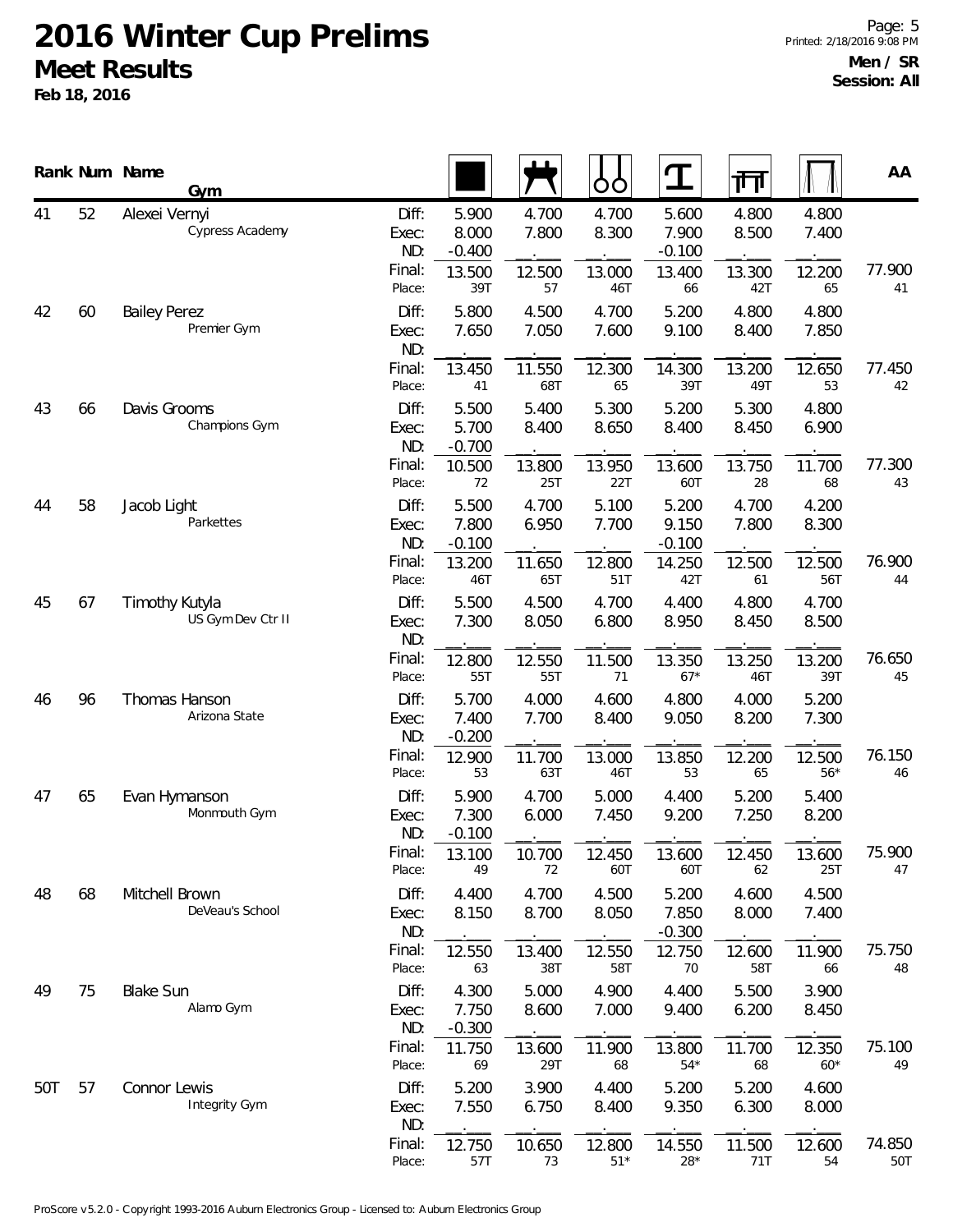# 2016 Winter Cup Prelims

## Meet Results

**Feb 18, 2016**

**Men / SR**
**Session: All**

| Rank | Num | Name / Gym | | Floor | Pommel Horse | Rings | Vault | Parallel Bars | High Bar | AA |
|---|---|---|---|---|---|---|---|---|---|---|
| 41 | 52 | Alexei Vernyi | Diff: | 5.900 | 4.700 | 4.700 | 5.600 | 4.800 | 4.800 | |
| | | Cypress Academy | Exec: | 8.000 | 7.800 | 8.300 | 7.900 | 8.500 | 7.400 | |
| | | | ND: | -0.400 | | | -0.100 | | | |
| | | | Final: | 13.500 | 12.500 | 13.000 | 13.400 | 13.300 | 12.200 | 77.900 |
| | | | Place: | 39T | 57 | 46T | 66 | 42T | 65 | 41 |
| 42 | 60 | Bailey Perez | Diff: | 5.800 | 4.500 | 4.700 | 5.200 | 4.800 | 4.800 | |
| | | Premier Gym | Exec: | 7.650 | 7.050 | 7.600 | 9.100 | 8.400 | 7.850 | |
| | | | ND: | | | | | | | |
| | | | Final: | 13.450 | 11.550 | 12.300 | 14.300 | 13.200 | 12.650 | 77.450 |
| | | | Place: | 41 | 68T | 65 | 39T | 49T | 53 | 42 |
| 43 | 66 | Davis Grooms | Diff: | 5.500 | 5.400 | 5.300 | 5.200 | 5.300 | 4.800 | |
| | | Champions Gym | Exec: | 5.700 | 8.400 | 8.650 | 8.400 | 8.450 | 6.900 | |
| | | | ND: | -0.700 | | | | | | |
| | | | Final: | 10.500 | 13.800 | 13.950 | 13.600 | 13.750 | 11.700 | 77.300 |
| | | | Place: | 72 | 25T | 22T | 60T | 28 | 68 | 43 |
| 44 | 58 | Jacob Light | Diff: | 5.500 | 4.700 | 5.100 | 5.200 | 4.700 | 4.200 | |
| | | Parkettes | Exec: | 7.800 | 6.950 | 7.700 | 9.150 | 7.800 | 8.300 | |
| | | | ND: | -0.100 | | | -0.100 | | | |
| | | | Final: | 13.200 | 11.650 | 12.800 | 14.250 | 12.500 | 12.500 | 76.900 |
| | | | Place: | 46T | 65T | 51T | 42T | 61 | 56T | 44 |
| 45 | 67 | Timothy Kutyla | Diff: | 5.500 | 4.500 | 4.700 | 4.400 | 4.800 | 4.700 | |
| | | US Gym Dev Ctr II | Exec: | 7.300 | 8.050 | 6.800 | 8.950 | 8.450 | 8.500 | |
| | | | ND: | | | | | | | |
| | | | Final: | 12.800 | 12.550 | 11.500 | 13.350 | 13.250 | 13.200 | 76.650 |
| | | | Place: | 55T | 55T | 71 | 67* | 46T | 39T | 45 |
| 46 | 96 | Thomas Hanson | Diff: | 5.700 | 4.000 | 4.600 | 4.800 | 4.000 | 5.200 | |
| | | Arizona State | Exec: | 7.400 | 7.700 | 8.400 | 9.050 | 8.200 | 7.300 | |
| | | | ND: | -0.200 | | | | | | |
| | | | Final: | 12.900 | 11.700 | 13.000 | 13.850 | 12.200 | 12.500 | 76.150 |
| | | | Place: | 53 | 63T | 46T | 53 | 65 | 56* | 46 |
| 47 | 65 | Evan Hymanson | Diff: | 5.900 | 4.700 | 5.000 | 4.400 | 5.200 | 5.400 | |
| | | Monmouth Gym | Exec: | 7.300 | 6.000 | 7.450 | 9.200 | 7.250 | 8.200 | |
| | | | ND: | -0.100 | | | | | | |
| | | | Final: | 13.100 | 10.700 | 12.450 | 13.600 | 12.450 | 13.600 | 75.900 |
| | | | Place: | 49 | 72 | 60T | 60T | 62 | 25T | 47 |
| 48 | 68 | Mitchell Brown | Diff: | 4.400 | 4.700 | 4.500 | 5.200 | 4.600 | 4.500 | |
| | | DeVeau's School | Exec: | 8.150 | 8.700 | 8.050 | 7.850 | 8.000 | 7.400 | |
| | | | ND: | | | | -0.300 | | | |
| | | | Final: | 12.550 | 13.400 | 12.550 | 12.750 | 12.600 | 11.900 | 75.750 |
| | | | Place: | 63 | 38T | 58T | 70 | 58T | 66 | 48 |
| 49 | 75 | Blake Sun | Diff: | 4.300 | 5.000 | 4.900 | 4.400 | 5.500 | 3.900 | |
| | | Alamo Gym | Exec: | 7.750 | 8.600 | 7.000 | 9.400 | 6.200 | 8.450 | |
| | | | ND: | -0.300 | | | | | | |
| | | | Final: | 11.750 | 13.600 | 11.900 | 13.800 | 11.700 | 12.350 | 75.100 |
| | | | Place: | 69 | 29T | 68 | 54* | 68 | 60* | 49 |
| 50T | 57 | Connor Lewis | Diff: | 5.200 | 3.900 | 4.400 | 5.200 | 5.200 | 4.600 | |
| | | Integrity Gym | Exec: | 7.550 | 6.750 | 8.400 | 9.350 | 6.300 | 8.000 | |
| | | | ND: | | | | | | | |
| | | | Final: | 12.750 | 10.650 | 12.800 | 14.550 | 11.500 | 12.600 | 74.850 |
| | | | Place: | 57T | 73 | 51* | 28* | 71T | 54 | 50T |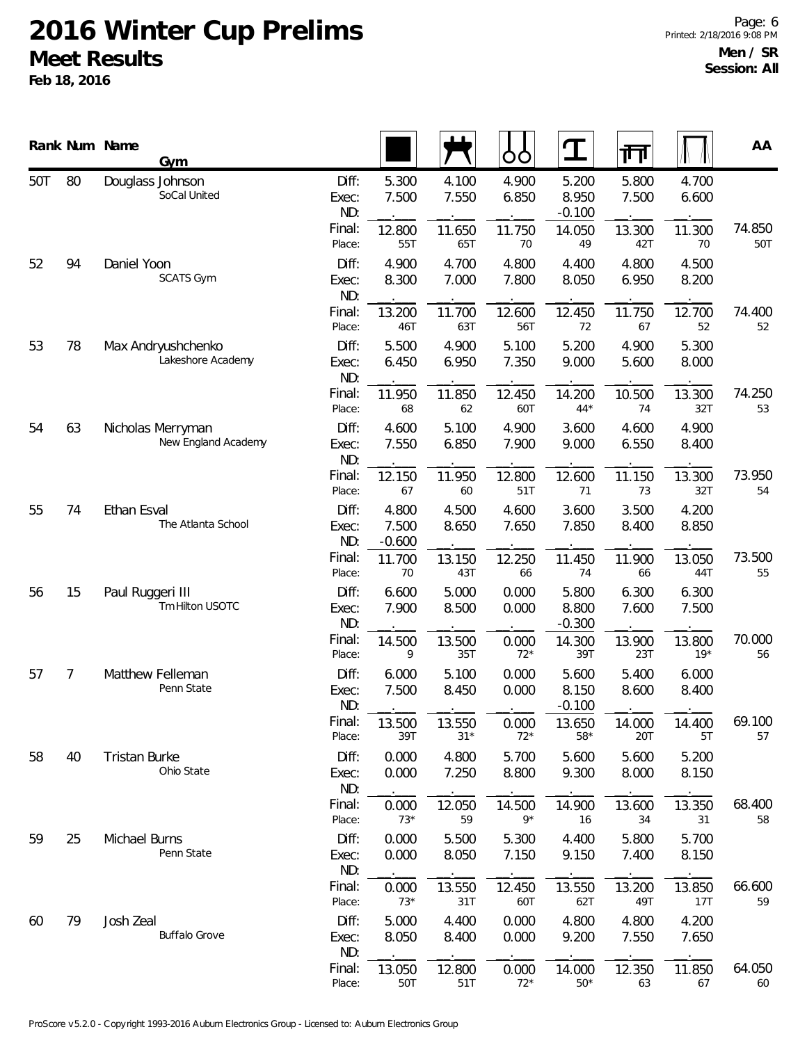# 2016 Winter Cup Prelims

## Meet Results

**Feb 18, 2016**

**Men / SR**
**Session: All**

| Rank | Num | Name / Gym | | Floor | Pommel Horse | Rings | Vault | Parallel Bars | High Bar | AA |
|---|---|---|---|---|---|---|---|---|---|---|
| 50T | 80 | Douglass Johnson | Diff: | 5.300 | 4.100 | 4.900 | 5.200 | 5.800 | 4.700 | |
| | | SoCal United | Exec: | 7.500 | 7.550 | 6.850 | 8.950 | 7.500 | 6.600 | |
| | | | ND: | | | | -0.100 | | | |
| | | | Final: | 12.800 | 11.650 | 11.750 | 14.050 | 13.300 | 11.300 | 74.850 |
| | | | Place: | 55T | 65T | 70 | 49 | 42T | 70 | 50T |
| 52 | 94 | Daniel Yoon | Diff: | 4.900 | 4.700 | 4.800 | 4.400 | 4.800 | 4.500 | |
| | | SCATS Gym | Exec: | 8.300 | 7.000 | 7.800 | 8.050 | 6.950 | 8.200 | |
| | | | ND: | | | | | | | |
| | | | Final: | 13.200 | 11.700 | 12.600 | 12.450 | 11.750 | 12.700 | 74.400 |
| | | | Place: | 46T | 63T | 56T | 72 | 67 | 52 | 52 |
| 53 | 78 | Max Andryushchenko | Diff: | 5.500 | 4.900 | 5.100 | 5.200 | 4.900 | 5.300 | |
| | | Lakeshore Academy | Exec: | 6.450 | 6.950 | 7.350 | 9.000 | 5.600 | 8.000 | |
| | | | ND: | | | | | | | |
| | | | Final: | 11.950 | 11.850 | 12.450 | 14.200 | 10.500 | 13.300 | 74.250 |
| | | | Place: | 68 | 62 | 60T | 44* | 74 | 32T | 53 |
| 54 | 63 | Nicholas Merryman | Diff: | 4.600 | 5.100 | 4.900 | 3.600 | 4.600 | 4.900 | |
| | | New England Academy | Exec: | 7.550 | 6.850 | 7.900 | 9.000 | 6.550 | 8.400 | |
| | | | ND: | | | | | | | |
| | | | Final: | 12.150 | 11.950 | 12.800 | 12.600 | 11.150 | 13.300 | 73.950 |
| | | | Place: | 67 | 60 | 51T | 71 | 73 | 32T | 54 |
| 55 | 74 | Ethan Esval | Diff: | 4.800 | 4.500 | 4.600 | 3.600 | 3.500 | 4.200 | |
| | | The Atlanta School | Exec: | 7.500 | 8.650 | 7.650 | 7.850 | 8.400 | 8.850 | |
| | | | ND: | -0.600 | | | | | | |
| | | | Final: | 11.700 | 13.150 | 12.250 | 11.450 | 11.900 | 13.050 | 73.500 |
| | | | Place: | 70 | 43T | 66 | 74 | 66 | 44T | 55 |
| 56 | 15 | Paul Ruggeri III | Diff: | 6.600 | 5.000 | 0.000 | 5.800 | 6.300 | 6.300 | |
| | | Tm Hilton USOTC | Exec: | 7.900 | 8.500 | 0.000 | 8.800 | 7.600 | 7.500 | |
| | | | ND: | | | | -0.300 | | | |
| | | | Final: | 14.500 | 13.500 | 0.000 | 14.300 | 13.900 | 13.800 | 70.000 |
| | | | Place: | 9 | 35T | 72* | 39T | 23T | 19* | 56 |
| 57 | 7 | Matthew Felleman | Diff: | 6.000 | 5.100 | 0.000 | 5.600 | 5.400 | 6.000 | |
| | | Penn State | Exec: | 7.500 | 8.450 | 0.000 | 8.150 | 8.600 | 8.400 | |
| | | | ND: | | | | -0.100 | | | |
| | | | Final: | 13.500 | 13.550 | 0.000 | 13.650 | 14.000 | 14.400 | 69.100 |
| | | | Place: | 39T | 31* | 72* | 58* | 20T | 5T | 57 |
| 58 | 40 | Tristan Burke | Diff: | 0.000 | 4.800 | 5.700 | 5.600 | 5.600 | 5.200 | |
| | | Ohio State | Exec: | 0.000 | 7.250 | 8.800 | 9.300 | 8.000 | 8.150 | |
| | | | ND: | | | | | | | |
| | | | Final: | 0.000 | 12.050 | 14.500 | 14.900 | 13.600 | 13.350 | 68.400 |
| | | | Place: | 73* | 59 | 9* | 16 | 34 | 31 | 58 |
| 59 | 25 | Michael Burns | Diff: | 0.000 | 5.500 | 5.300 | 4.400 | 5.800 | 5.700 | |
| | | Penn State | Exec: | 0.000 | 8.050 | 7.150 | 9.150 | 7.400 | 8.150 | |
| | | | ND: | | | | | | | |
| | | | Final: | 0.000 | 13.550 | 12.450 | 13.550 | 13.200 | 13.850 | 66.600 |
| | | | Place: | 73* | 31T | 60T | 62T | 49T | 17T | 59 |
| 60 | 79 | Josh Zeal | Diff: | 5.000 | 4.400 | 0.000 | 4.800 | 4.800 | 4.200 | |
| | | Buffalo Grove | Exec: | 8.050 | 8.400 | 0.000 | 9.200 | 7.550 | 7.650 | |
| | | | ND: | | | | | | | |
| | | | Final: | 13.050 | 12.800 | 0.000 | 14.000 | 12.350 | 11.850 | 64.050 |
| | | | Place: | 50T | 51T | 72* | 50* | 63 | 67 | 60 |

ProScore v5.2.0 - Copyright 1993-2016 Auburn Electronics Group - Licensed to: Auburn Electronics Group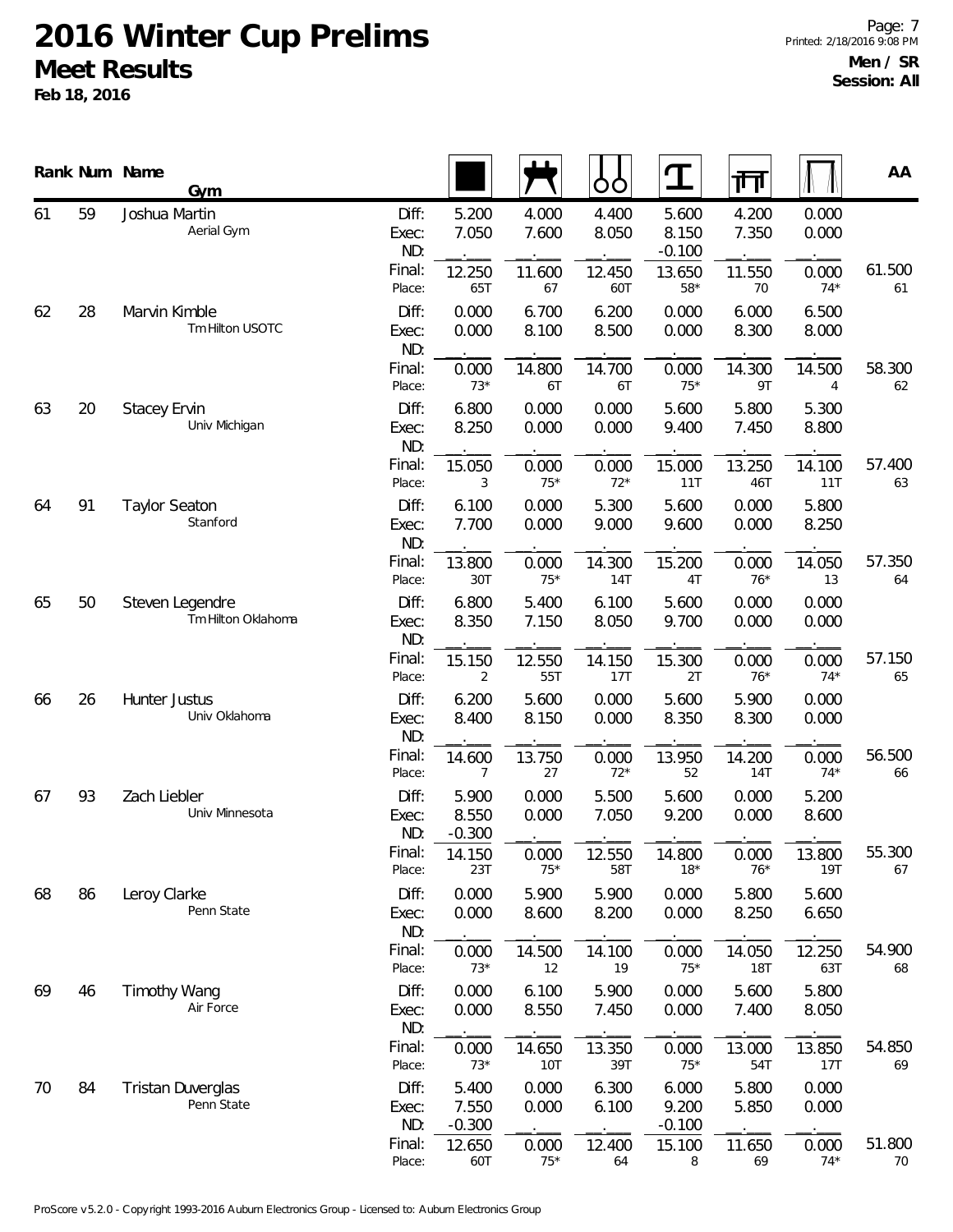# 2016 Winter Cup Prelims

## Meet Results

**Feb 18, 2016**

**Men / SR**
**Session: All**

| Rank | Num | Name / Gym | | Floor | Pommel Horse | Rings | Vault | Parallel Bars | High Bar | AA |
|---|---|---|---|---|---|---|---|---|---|---|
| 61 | 59 | Joshua Martin<br>Aerial Gym | Diff: | 5.200 | 4.000 | 4.400 | 5.600 | 4.200 | 0.000 | |
| | | | Exec: | 7.050 | 7.600 | 8.050 | 8.150 | 7.350 | 0.000 | |
| | | | ND: | | | | -0.100 | | | |
| | | | Final: | 12.250 | 11.600 | 12.450 | 13.650 | 11.550 | 0.000 | 61.500 |
| | | | Place: | 65T | 67 | 60T | 58* | 70 | 74* | 61 |
| 62 | 28 | Marvin Kimble<br>Tm Hilton USOTC | Diff: | 0.000 | 6.700 | 6.200 | 0.000 | 6.000 | 6.500 | |
| | | | Exec: | 0.000 | 8.100 | 8.500 | 0.000 | 8.300 | 8.000 | |
| | | | ND: | | | | | | | |
| | | | Final: | 0.000 | 14.800 | 14.700 | 0.000 | 14.300 | 14.500 | 58.300 |
| | | | Place: | 73* | 6T | 6T | 75* | 9T | 4 | 62 |
| 63 | 20 | Stacey Ervin<br>Univ Michigan | Diff: | 6.800 | 0.000 | 0.000 | 5.600 | 5.800 | 5.300 | |
| | | | Exec: | 8.250 | 0.000 | 0.000 | 9.400 | 7.450 | 8.800 | |
| | | | ND: | | | | | | | |
| | | | Final: | 15.050 | 0.000 | 0.000 | 15.000 | 13.250 | 14.100 | 57.400 |
| | | | Place: | 3 | 75* | 72* | 11T | 46T | 11T | 63 |
| 64 | 91 | Taylor Seaton<br>Stanford | Diff: | 6.100 | 0.000 | 5.300 | 5.600 | 0.000 | 5.800 | |
| | | | Exec: | 7.700 | 0.000 | 9.000 | 9.600 | 0.000 | 8.250 | |
| | | | ND: | | | | | | | |
| | | | Final: | 13.800 | 0.000 | 14.300 | 15.200 | 0.000 | 14.050 | 57.350 |
| | | | Place: | 30T | 75* | 14T | 4T | 76* | 13 | 64 |
| 65 | 50 | Steven Legendre<br>Tm Hilton Oklahoma | Diff: | 6.800 | 5.400 | 6.100 | 5.600 | 0.000 | 0.000 | |
| | | | Exec: | 8.350 | 7.150 | 8.050 | 9.700 | 0.000 | 0.000 | |
| | | | ND: | | | | | | | |
| | | | Final: | 15.150 | 12.550 | 14.150 | 15.300 | 0.000 | 0.000 | 57.150 |
| | | | Place: | 2 | 55T | 17T | 2T | 76* | 74* | 65 |
| 66 | 26 | Hunter Justus<br>Univ Oklahoma | Diff: | 6.200 | 5.600 | 0.000 | 5.600 | 5.900 | 0.000 | |
| | | | Exec: | 8.400 | 8.150 | 0.000 | 8.350 | 8.300 | 0.000 | |
| | | | ND: | | | | | | | |
| | | | Final: | 14.600 | 13.750 | 0.000 | 13.950 | 14.200 | 0.000 | 56.500 |
| | | | Place: | 7 | 27 | 72* | 52 | 14T | 74* | 66 |
| 67 | 93 | Zach Liebler<br>Univ Minnesota | Diff: | 5.900 | 0.000 | 5.500 | 5.600 | 0.000 | 5.200 | |
| | | | Exec: | 8.550 | 0.000 | 7.050 | 9.200 | 0.000 | 8.600 | |
| | | | ND: | -0.300 | | | | | | |
| | | | Final: | 14.150 | 0.000 | 12.550 | 14.800 | 0.000 | 13.800 | 55.300 |
| | | | Place: | 23T | 75* | 58T | 18* | 76* | 19T | 67 |
| 68 | 86 | Leroy Clarke<br>Penn State | Diff: | 0.000 | 5.900 | 5.900 | 0.000 | 5.800 | 5.600 | |
| | | | Exec: | 0.000 | 8.600 | 8.200 | 0.000 | 8.250 | 6.650 | |
| | | | ND: | | | | | | | |
| | | | Final: | 0.000 | 14.500 | 14.100 | 0.000 | 14.050 | 12.250 | 54.900 |
| | | | Place: | 73* | 12 | 19 | 75* | 18T | 63T | 68 |
| 69 | 46 | Timothy Wang<br>Air Force | Diff: | 0.000 | 6.100 | 5.900 | 0.000 | 5.600 | 5.800 | |
| | | | Exec: | 0.000 | 8.550 | 7.450 | 0.000 | 7.400 | 8.050 | |
| | | | ND: | | | | | | | |
| | | | Final: | 0.000 | 14.650 | 13.350 | 0.000 | 13.000 | 13.850 | 54.850 |
| | | | Place: | 73* | 10T | 39T | 75* | 54T | 17T | 69 |
| 70 | 84 | Tristan Duverglas<br>Penn State | Diff: | 5.400 | 0.000 | 6.300 | 6.000 | 5.800 | 0.000 | |
| | | | Exec: | 7.550 | 0.000 | 6.100 | 9.200 | 5.850 | 0.000 | |
| | | | ND: | -0.300 | | | -0.100 | | | |
| | | | Final: | 12.650 | 0.000 | 12.400 | 15.100 | 11.650 | 0.000 | 51.800 |
| | | | Place: | 60T | 75* | 64 | 8 | 69 | 74* | 70 |

ProScore v5.2.0 - Copyright 1993-2016 Auburn Electronics Group - Licensed to: Auburn Electronics Group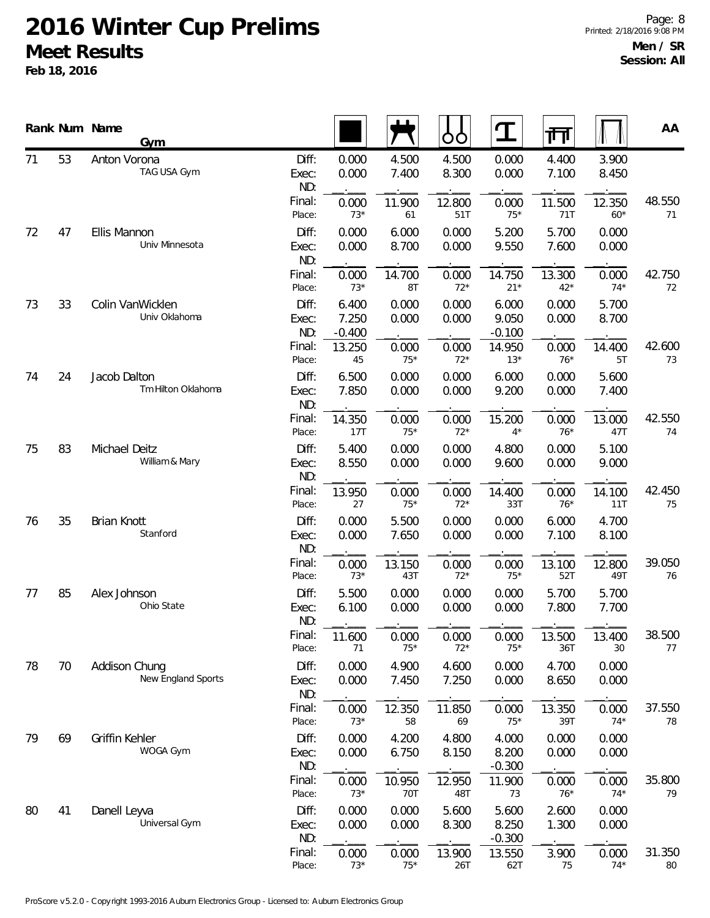# 2016 Winter Cup Prelims

## Meet Results

**Feb 18, 2016**

**Men / SR**
**Session: All**

| Rank | Num | Name / Gym | | Floor | Pommel Horse | Rings | Vault | Parallel Bars | High Bar | AA |
|---|---|---|---|---|---|---|---|---|---|---|
| 71 | 53 | Anton Vorona | Diff: | 0.000 | 4.500 | 4.500 | 0.000 | 4.400 | 3.900 | |
| | | TAG USA Gym | Exec: | 0.000 | 7.400 | 8.300 | 0.000 | 7.100 | 8.450 | |
| | | | ND: | | | | | | | |
| | | | Final: | 0.000 | 11.900 | 12.800 | 0.000 | 11.500 | 12.350 | 48.550 |
| | | | Place: | 73* | 61 | 51T | 75* | 71T | 60* | 71 |
| 72 | 47 | Ellis Mannon | Diff: | 0.000 | 6.000 | 0.000 | 5.200 | 5.700 | 0.000 | |
| | | Univ Minnesota | Exec: | 0.000 | 8.700 | 0.000 | 9.550 | 7.600 | 0.000 | |
| | | | ND: | | | | | | | |
| | | | Final: | 0.000 | 14.700 | 0.000 | 14.750 | 13.300 | 0.000 | 42.750 |
| | | | Place: | 73* | 8T | 72* | 21* | 42* | 74* | 72 |
| 73 | 33 | Colin VanWicklen | Diff: | 6.400 | 0.000 | 0.000 | 6.000 | 0.000 | 5.700 | |
| | | Univ Oklahoma | Exec: | 7.250 | 0.000 | 0.000 | 9.050 | 0.000 | 8.700 | |
| | | | ND: | -0.400 | | | -0.100 | | | |
| | | | Final: | 13.250 | 0.000 | 0.000 | 14.950 | 0.000 | 14.400 | 42.600 |
| | | | Place: | 45 | 75* | 72* | 13* | 76* | 5T | 73 |
| 74 | 24 | Jacob Dalton | Diff: | 6.500 | 0.000 | 0.000 | 6.000 | 0.000 | 5.600 | |
| | | Tm Hilton Oklahoma | Exec: | 7.850 | 0.000 | 0.000 | 9.200 | 0.000 | 7.400 | |
| | | | ND: | | | | | | | |
| | | | Final: | 14.350 | 0.000 | 0.000 | 15.200 | 0.000 | 13.000 | 42.550 |
| | | | Place: | 17T | 75* | 72* | 4* | 76* | 47T | 74 |
| 75 | 83 | Michael Deitz | Diff: | 5.400 | 0.000 | 0.000 | 4.800 | 0.000 | 5.100 | |
| | | William & Mary | Exec: | 8.550 | 0.000 | 0.000 | 9.600 | 0.000 | 9.000 | |
| | | | ND: | | | | | | | |
| | | | Final: | 13.950 | 0.000 | 0.000 | 14.400 | 0.000 | 14.100 | 42.450 |
| | | | Place: | 27 | 75* | 72* | 33T | 76* | 11T | 75 |
| 76 | 35 | Brian Knott | Diff: | 0.000 | 5.500 | 0.000 | 0.000 | 6.000 | 4.700 | |
| | | Stanford | Exec: | 0.000 | 7.650 | 0.000 | 0.000 | 7.100 | 8.100 | |
| | | | ND: | | | | | | | |
| | | | Final: | 0.000 | 13.150 | 0.000 | 0.000 | 13.100 | 12.800 | 39.050 |
| | | | Place: | 73* | 43T | 72* | 75* | 52T | 49T | 76 |
| 77 | 85 | Alex Johnson | Diff: | 5.500 | 0.000 | 0.000 | 0.000 | 5.700 | 5.700 | |
| | | Ohio State | Exec: | 6.100 | 0.000 | 0.000 | 0.000 | 7.800 | 7.700 | |
| | | | ND: | | | | | | | |
| | | | Final: | 11.600 | 0.000 | 0.000 | 0.000 | 13.500 | 13.400 | 38.500 |
| | | | Place: | 71 | 75* | 72* | 75* | 36T | 30 | 77 |
| 78 | 70 | Addison Chung | Diff: | 0.000 | 4.900 | 4.600 | 0.000 | 4.700 | 0.000 | |
| | | New England Sports | Exec: | 0.000 | 7.450 | 7.250 | 0.000 | 8.650 | 0.000 | |
| | | | ND: | | | | | | | |
| | | | Final: | 0.000 | 12.350 | 11.850 | 0.000 | 13.350 | 0.000 | 37.550 |
| | | | Place: | 73* | 58 | 69 | 75* | 39T | 74* | 78 |
| 79 | 69 | Griffin Kehler | Diff: | 0.000 | 4.200 | 4.800 | 4.000 | 0.000 | 0.000 | |
| | | WOGA Gym | Exec: | 0.000 | 6.750 | 8.150 | 8.200 | 0.000 | 0.000 | |
| | | | ND: | | | | -0.300 | | | |
| | | | Final: | 0.000 | 10.950 | 12.950 | 11.900 | 0.000 | 0.000 | 35.800 |
| | | | Place: | 73* | 70T | 48T | 73 | 76* | 74* | 79 |
| 80 | 41 | Danell Leyva | Diff: | 0.000 | 0.000 | 5.600 | 5.600 | 2.600 | 0.000 | |
| | | Universal Gym | Exec: | 0.000 | 0.000 | 8.300 | 8.250 | 1.300 | 0.000 | |
| | | | ND: | | | | -0.300 | | | |
| | | | Final: | 0.000 | 0.000 | 13.900 | 13.550 | 3.900 | 0.000 | 31.350 |
| | | | Place: | 73* | 75* | 26T | 62T | 75 | 74* | 80 |

ProScore v5.2.0 - Copyright 1993-2016 Auburn Electronics Group - Licensed to: Auburn Electronics Group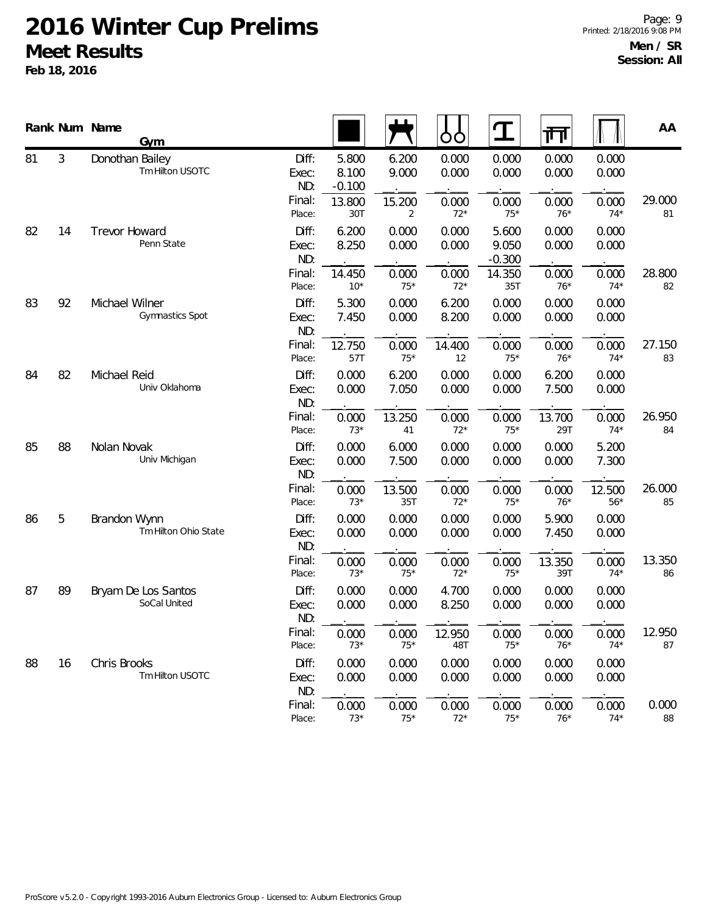# 2016 Winter Cup Prelims

## Meet Results

**Feb 18, 2016**

**Men / SR**
**Session: All**

| Rank | Num | Name / Gym | | Floor | Pommel Horse | Rings | Vault | Parallel Bars | High Bar | AA |
|---|---|---|---|---|---|---|---|---|---|---|
| 81 | 3 | Donothan Bailey | Diff: | 5.800 | 6.200 | 0.000 | 0.000 | 0.000 | 0.000 | |
| | | Tm Hilton USOTC | Exec: | 8.100 | 9.000 | 0.000 | 0.000 | 0.000 | 0.000 | |
| | | | ND: | -0.100 | | | | | | |
| | | | Final: | 13.800 | 15.200 | 0.000 | 0.000 | 0.000 | 0.000 | 29.000 |
| | | | Place: | 30T | 2 | 72* | 75* | 76* | 74* | 81 |
| 82 | 14 | Trevor Howard | Diff: | 6.200 | 0.000 | 0.000 | 5.600 | 0.000 | 0.000 | |
| | | Penn State | Exec: | 8.250 | 0.000 | 0.000 | 9.050 | 0.000 | 0.000 | |
| | | | ND: | | | | -0.300 | | | |
| | | | Final: | 14.450 | 0.000 | 0.000 | 14.350 | 0.000 | 0.000 | 28.800 |
| | | | Place: | 10* | 75* | 72* | 35T | 76* | 74* | 82 |
| 83 | 92 | Michael Wilner | Diff: | 5.300 | 0.000 | 6.200 | 0.000 | 0.000 | 0.000 | |
| | | Gymnastics Spot | Exec: | 7.450 | 0.000 | 8.200 | 0.000 | 0.000 | 0.000 | |
| | | | ND: | | | | | | | |
| | | | Final: | 12.750 | 0.000 | 14.400 | 0.000 | 0.000 | 0.000 | 27.150 |
| | | | Place: | 57T | 75* | 12 | 75* | 76* | 74* | 83 |
| 84 | 82 | Michael Reid | Diff: | 0.000 | 6.200 | 0.000 | 0.000 | 6.200 | 0.000 | |
| | | Univ Oklahoma | Exec: | 0.000 | 7.050 | 0.000 | 0.000 | 7.500 | 0.000 | |
| | | | ND: | | | | | | | |
| | | | Final: | 0.000 | 13.250 | 0.000 | 0.000 | 13.700 | 0.000 | 26.950 |
| | | | Place: | 73* | 41 | 72* | 75* | 29T | 74* | 84 |
| 85 | 88 | Nolan Novak | Diff: | 0.000 | 6.000 | 0.000 | 0.000 | 0.000 | 5.200 | |
| | | Univ Michigan | Exec: | 0.000 | 7.500 | 0.000 | 0.000 | 0.000 | 7.300 | |
| | | | ND: | | | | | | | |
| | | | Final: | 0.000 | 13.500 | 0.000 | 0.000 | 0.000 | 12.500 | 26.000 |
| | | | Place: | 73* | 35T | 72* | 75* | 76* | 56* | 85 |
| 86 | 5 | Brandon Wynn | Diff: | 0.000 | 0.000 | 0.000 | 0.000 | 5.900 | 0.000 | |
| | | Tm Hilton Ohio State | Exec: | 0.000 | 0.000 | 0.000 | 0.000 | 7.450 | 0.000 | |
| | | | ND: | | | | | | | |
| | | | Final: | 0.000 | 0.000 | 0.000 | 0.000 | 13.350 | 0.000 | 13.350 |
| | | | Place: | 73* | 75* | 72* | 75* | 39T | 74* | 86 |
| 87 | 89 | Bryam De Los Santos | Diff: | 0.000 | 0.000 | 4.700 | 0.000 | 0.000 | 0.000 | |
| | | SoCal United | Exec: | 0.000 | 0.000 | 8.250 | 0.000 | 0.000 | 0.000 | |
| | | | ND: | | | | | | | |
| | | | Final: | 0.000 | 0.000 | 12.950 | 0.000 | 0.000 | 0.000 | 12.950 |
| | | | Place: | 73* | 75* | 48T | 75* | 76* | 74* | 87 |
| 88 | 16 | Chris Brooks | Diff: | 0.000 | 0.000 | 0.000 | 0.000 | 0.000 | 0.000 | |
| | | Tm Hilton USOTC | Exec: | 0.000 | 0.000 | 0.000 | 0.000 | 0.000 | 0.000 | |
| | | | ND: | | | | | | | |
| | | | Final: | 0.000 | 0.000 | 0.000 | 0.000 | 0.000 | 0.000 | 0.000 |
| | | | Place: | 73* | 75* | 72* | 75* | 76* | 74* | 88 |

ProScore v5.2.0 - Copyright 1993-2016 Auburn Electronics Group - Licensed to: Auburn Electronics Group